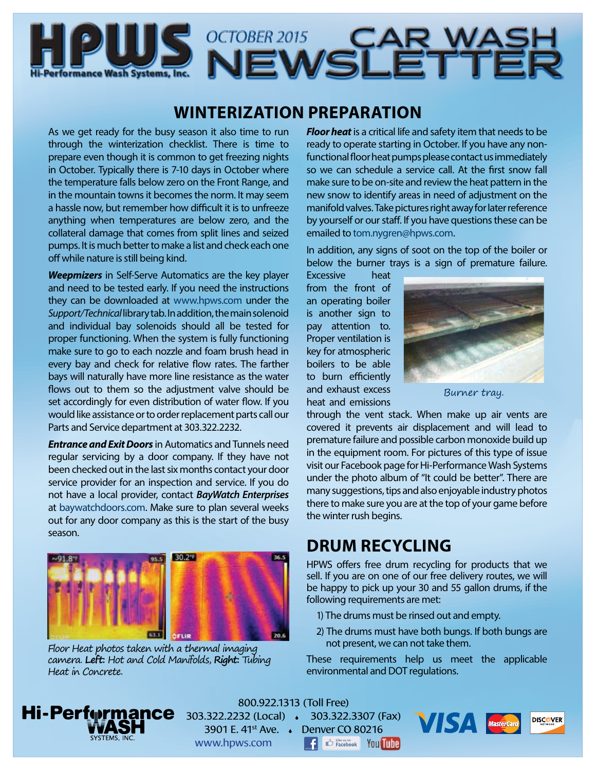# HPWS Hi-Performance Wash Systems, Inc. OCTOBER 2015 CAR WASH NEWSLETTER

## WINTERIZATION PREPARATION

As we get ready for the busy season it also time to run through the winterization checklist. There is time to prepare even though it is common to get freezing nights in October. Typically there is 7-10 days in October where the temperature falls below zero on the Front Range, and in the mountain towns it becomes the norm. It may seem a hassle now, but remember how difficult it is to unfreeze anything when temperatures are below zero, and the collateral damage that comes from split lines and seized pumps. It is much better to make a list and check each one off while nature is still being kind.

***Weepmizers*** in Self-Serve Automatics are the key player and need to be tested early. If you need the instructions they can be downloaded at www.hpws.com under the *Support/Technical* library tab. In addition, the main solenoid and individual bay solenoids should all be tested for proper functioning. When the system is fully functioning make sure to go to each nozzle and foam brush head in every bay and check for relative flow rates. The farther bays will naturally have more line resistance as the water flows out to them so the adjustment valve should be set accordingly for even distribution of water flow. If you would like assistance or to order replacement parts call our Parts and Service department at 303.322.2232.

***Entrance and Exit Doors*** in Automatics and Tunnels need regular servicing by a door company. If they have not been checked out in the last six months contact your door service provider for an inspection and service. If you do not have a local provider, contact ***BayWatch Enterprises*** at baywatchdoors.com. Make sure to plan several weeks out for any door company as this is the start of the busy season.

Floor Heat photos taken with a thermal imaging camera. **Left:** Hot and Cold Manifolds, **Right:** Tubing Heat in Concrete.

***Floor heat*** is a critical life and safety item that needs to be ready to operate starting in October. If you have any non-functional floor heat pumps please contact us immediately so we can schedule a service call. At the first snow fall make sure to be on-site and review the heat pattern in the new snow to identify areas in need of adjustment on the manifold valves. Take pictures right away for later reference by yourself or our staff. If you have questions these can be emailed to tom.nygren@hpws.com.

In addition, any signs of soot on the top of the boiler or below the burner trays is a sign of premature failure. Excessive heat from the front of an operating boiler is another sign to pay attention to. Proper ventilation is key for atmospheric boilers to be able to burn efficiently and exhaust excess heat and emissions through the vent stack. When make up air vents are covered it prevents air displacement and will lead to premature failure and possible carbon monoxide build up in the equipment room. For pictures of this type of issue visit our Facebook page for Hi-Performance Wash Systems under the photo album of "It could be better". There are many suggestions, tips and also enjoyable industry photos there to make sure you are at the top of your game before the winter rush begins.

Burner tray.

## DRUM RECYCLING

HPWS offers free drum recycling for products that we sell. If you are on one of our free delivery routes, we will be happy to pick up your 30 and 55 gallon drums, if the following requirements are met:

1) The drums must be rinsed out and empty.
2) The drums must have both bungs. If both bungs are not present, we can not take them.

These requirements help us meet the applicable environmental and DOT regulations.

Hi-Performance WASH SYSTEMS, INC.

800.922.1313 (Toll Free)
303.322.2232 (Local) • 303.322.3307 (Fax)
3901 E. 41st Ave. • Denver CO 80216
www.hpws.com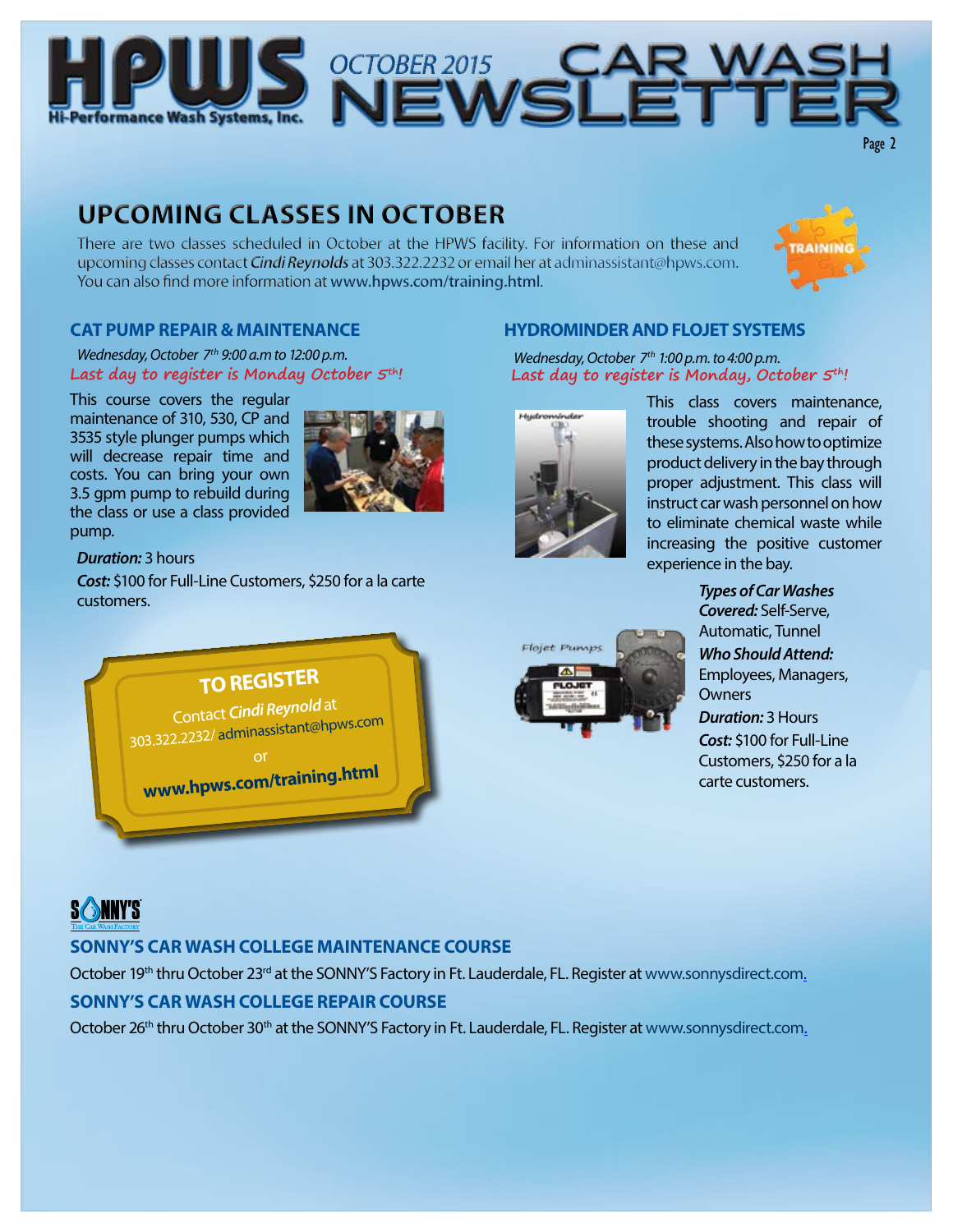# HPWS OCTOBER 2015 CAR WASH NEWSLETTER

Hi-Performance Wash Systems, Inc.

## UPCOMING CLASSES IN OCTOBER

There are two classes scheduled in October at the HPWS facility. For information on these and upcoming classes contact ***Cindi Reynolds*** at 303.322.2232 or email her at adminassistant@hpws.com. You can also find more information at **www.hpws.com/training.html**.

TRAINING

### CAT PUMP REPAIR & MAINTENANCE

*Wednesday, October 7th 9:00 a.m to 12:00 p.m.*

**Last day to register is Monday October 5th!**

This course covers the regular maintenance of 310, 530, CP and 3535 style plunger pumps which will decrease repair time and costs. You can bring your own 3.5 gpm pump to rebuild during the class or use a class provided pump.

***Duration:*** 3 hours

***Cost:*** $100 for Full-Line Customers, $250 for a la carte customers.

**TO REGISTER**

Contact ***Cindi Reynold*** at 303.322.2232/ adminassistant@hpws.com

or

**www.hpws.com/training.html**

### HYDROMINDER AND FLOJET SYSTEMS

*Wednesday, October 7th 1:00 p.m. to 4:00 p.m.*

**Last day to register is Monday, October 5th!**

Hydrominder

This class covers maintenance, trouble shooting and repair of these systems. Also how to optimize product delivery in the bay through proper adjustment. This class will instruct car wash personnel on how to eliminate chemical waste while increasing the positive customer experience in the bay.

Flojet Pumps

***Types of Car Washes Covered:*** Self-Serve, Automatic, Tunnel

***Who Should Attend:*** Employees, Managers, Owners

***Duration:*** 3 Hours

***Cost:*** $100 for Full-Line Customers, $250 for a la carte customers.

SONNY'S The Car Wash Factory

### SONNY'S CAR WASH COLLEGE MAINTENANCE COURSE

October 19th thru October 23rd at the SONNY'S Factory in Ft. Lauderdale, FL. Register at www.sonnysdirect.com.

### SONNY'S CAR WASH COLLEGE REPAIR COURSE

October 26th thru October 30th at the SONNY'S Factory in Ft. Lauderdale, FL. Register at www.sonnysdirect.com.